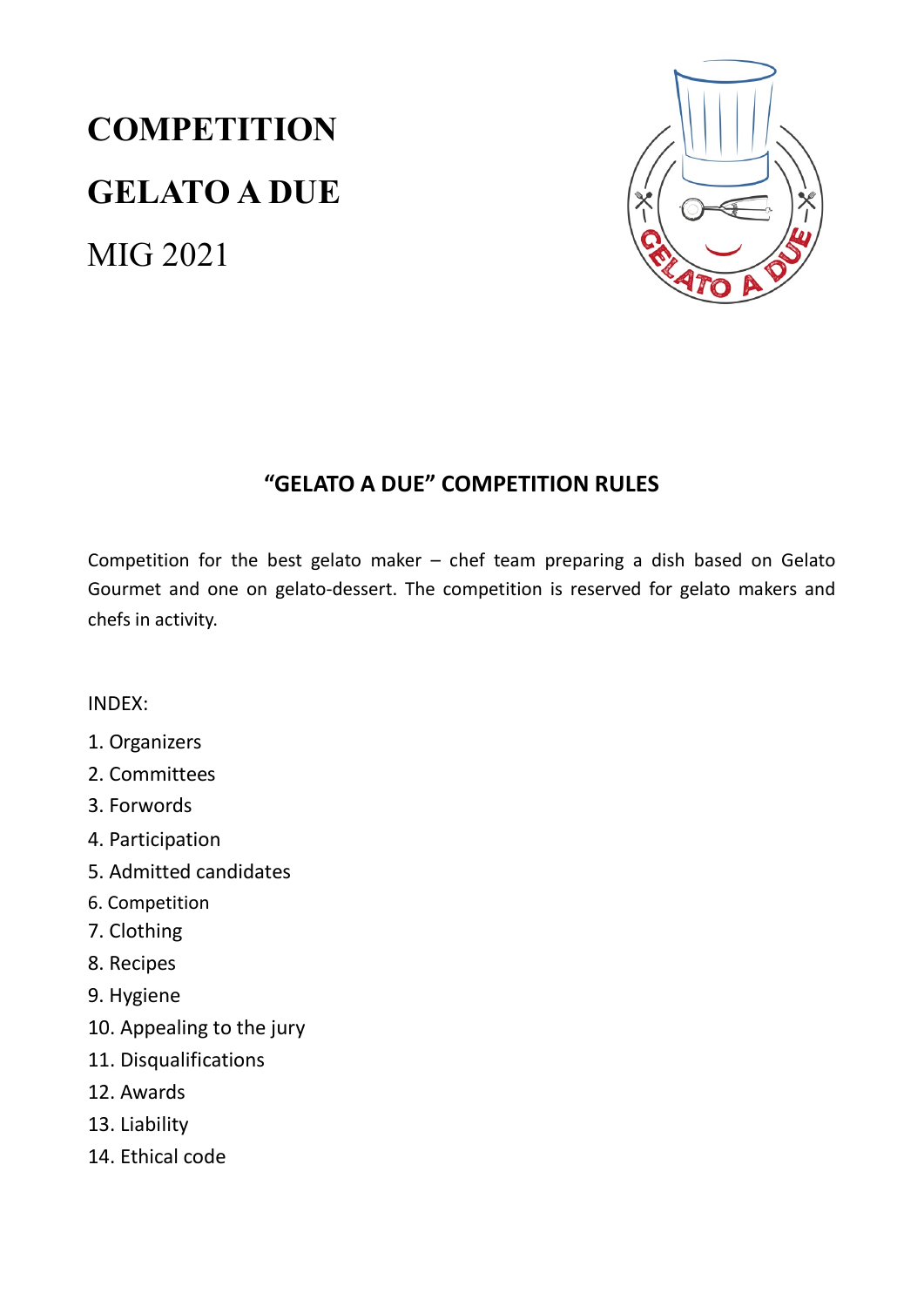# COMPETITION

# GELATO A DUE

MIG 2021

## "GELATO A DUE" COMPETITION RULES

Competition for the best gelato maker – chef team preparing a dish based on Gelato Gourmet and one on gelato-dessert. The competition is reserved for gelato makers and chefs in activity.

INDEX:

1. Organizers
2. Committees
3. Forwords
4. Participation
5. Admitted candidates
6. Competition
7. Clothing
8. Recipes
9. Hygiene
10. Appealing to the jury
11. Disqualifications
12. Awards
13. Liability
14. Ethical code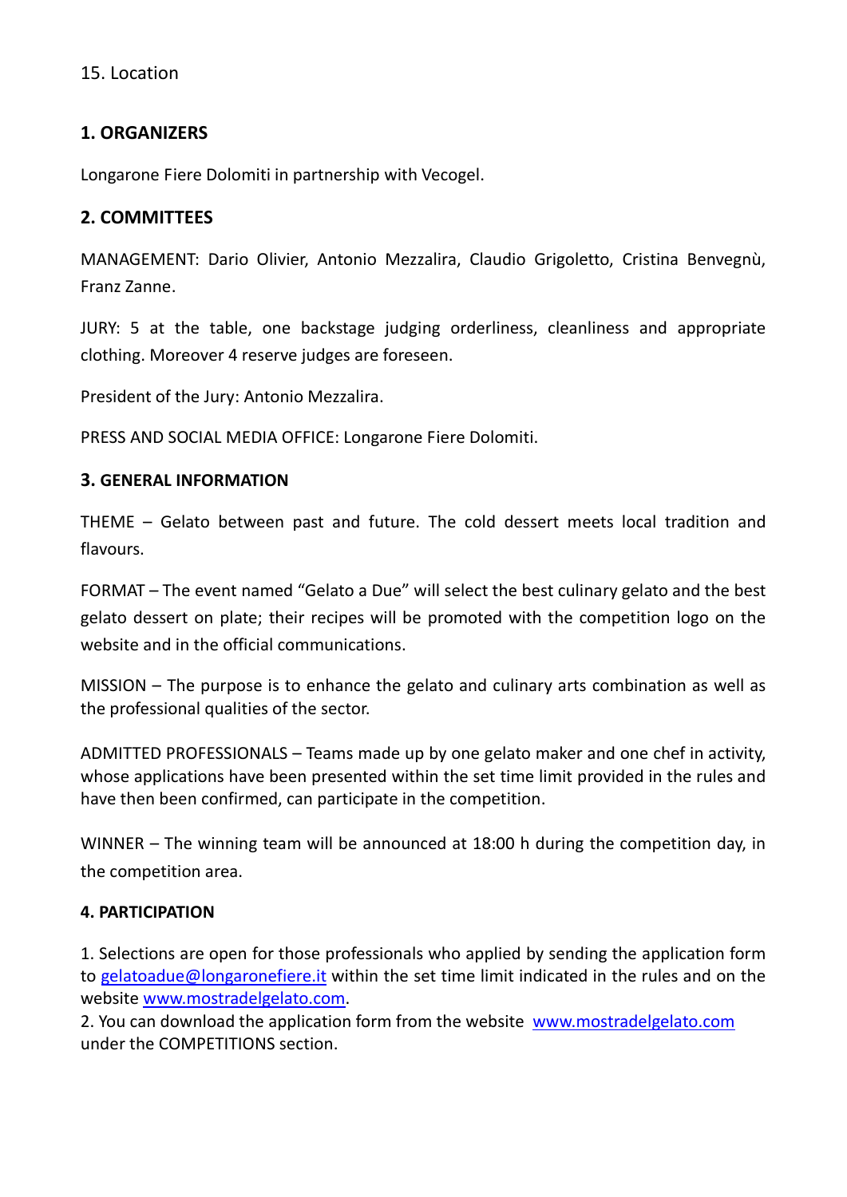15. Location

## 1. ORGANIZERS

Longarone Fiere Dolomiti in partnership with Vecogel.

## 2. COMMITTEES

MANAGEMENT: Dario Olivier, Antonio Mezzalira, Claudio Grigoletto, Cristina Benvegnù, Franz Zanne.

JURY: 5 at the table, one backstage judging orderliness, cleanliness and appropriate clothing. Moreover 4 reserve judges are foreseen.

President of the Jury: Antonio Mezzalira.

PRESS AND SOCIAL MEDIA OFFICE: Longarone Fiere Dolomiti.

## 3. GENERAL INFORMATION

THEME – Gelato between past and future. The cold dessert meets local tradition and flavours.

FORMAT – The event named "Gelato a Due" will select the best culinary gelato and the best gelato dessert on plate; their recipes will be promoted with the competition logo on the website and in the official communications.

MISSION – The purpose is to enhance the gelato and culinary arts combination as well as the professional qualities of the sector.

ADMITTED PROFESSIONALS – Teams made up by one gelato maker and one chef in activity, whose applications have been presented within the set time limit provided in the rules and have then been confirmed, can participate in the competition.

WINNER – The winning team will be announced at 18:00 h during the competition day, in the competition area.

## 4. PARTICIPATION

1. Selections are open for those professionals who applied by sending the application form to gelatoadue@longaronefiere.it within the set time limit indicated in the rules and on the website www.mostradelgelato.com.
2. You can download the application form from the website www.mostradelgelato.com under the COMPETITIONS section.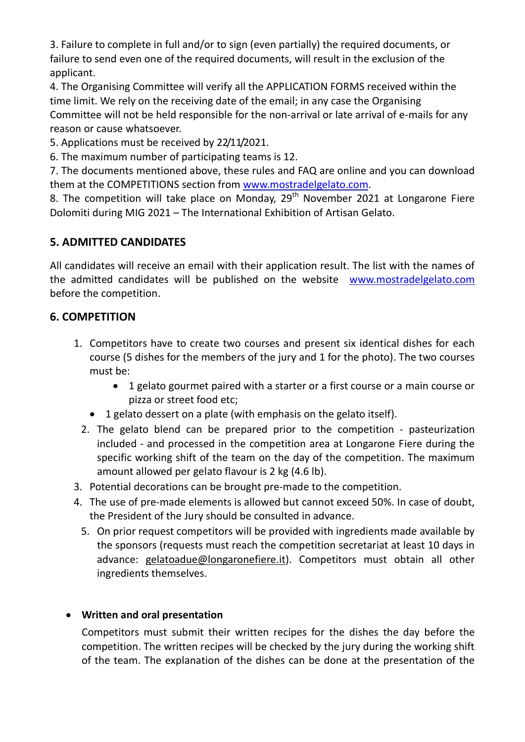3. Failure to complete in full and/or to sign (even partially) the required documents, or failure to send even one of the required documents, will result in the exclusion of the applicant.
4. The Organising Committee will verify all the APPLICATION FORMS received within the time limit. We rely on the receiving date of the email; in any case the Organising Committee will not be held responsible for the non-arrival or late arrival of e-mails for any reason or cause whatsoever.
5. Applications must be received by 22/11/2021.
6. The maximum number of participating teams is 12.
7. The documents mentioned above, these rules and FAQ are online and you can download them at the COMPETITIONS section from [www.mostradelgelato.com](http://www.mostradelgelato.com).
8. The competition will take place on Monday, 29th November 2021 at Longarone Fiere Dolomiti during MIG 2021 – The International Exhibition of Artisan Gelato.

## 5. ADMITTED CANDIDATES

All candidates will receive an email with their application result. The list with the names of the admitted candidates will be published on the website [www.mostradelgelato.com](http://www.mostradelgelato.com) before the competition.

## 6. COMPETITION

1. Competitors have to create two courses and present six identical dishes for each course (5 dishes for the members of the jury and 1 for the photo). The two courses must be:
   - 1 gelato gourmet paired with a starter or a first course or a main course or pizza or street food etc;
   - 1 gelato dessert on a plate (with emphasis on the gelato itself).
2. The gelato blend can be prepared prior to the competition - pasteurization included - and processed in the competition area at Longarone Fiere during the specific working shift of the team on the day of the competition. The maximum amount allowed per gelato flavour is 2 kg (4.6 lb).
3. Potential decorations can be brought pre-made to the competition.
4. The use of pre-made elements is allowed but cannot exceed 50%. In case of doubt, the President of the Jury should be consulted in advance.
5. On prior request competitors will be provided with ingredients made available by the sponsors (requests must reach the competition secretariat at least 10 days in advance: gelatoadue@longaronefiere.it). Competitors must obtain all other ingredients themselves.

- **Written and oral presentation**

  Competitors must submit their written recipes for the dishes the day before the competition. The written recipes will be checked by the jury during the working shift of the team. The explanation of the dishes can be done at the presentation of the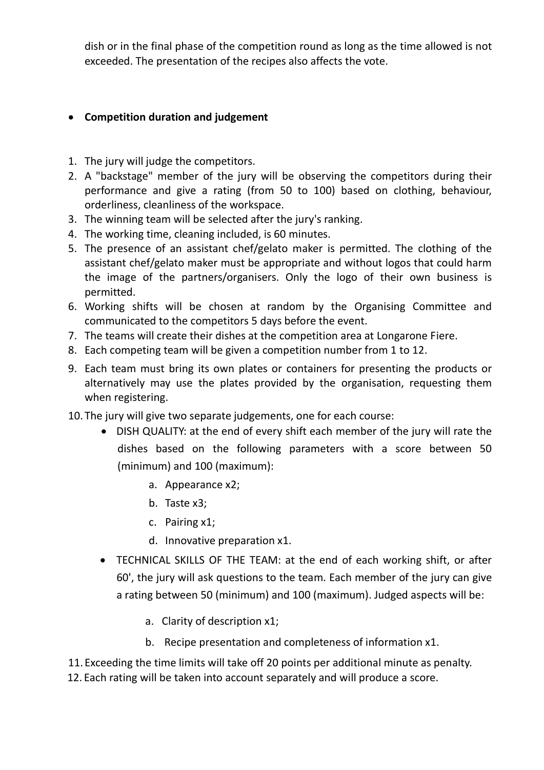dish or in the final phase of the competition round as long as the time allowed is not exceeded. The presentation of the recipes also affects the vote.

- **Competition duration and judgement**

1. The jury will judge the competitors.
2. A "backstage" member of the jury will be observing the competitors during their performance and give a rating (from 50 to 100) based on clothing, behaviour, orderliness, cleanliness of the workspace.
3. The winning team will be selected after the jury's ranking.
4. The working time, cleaning included, is 60 minutes.
5. The presence of an assistant chef/gelato maker is permitted. The clothing of the assistant chef/gelato maker must be appropriate and without logos that could harm the image of the partners/organisers. Only the logo of their own business is permitted.
6. Working shifts will be chosen at random by the Organising Committee and communicated to the competitors 5 days before the event.
7. The teams will create their dishes at the competition area at Longarone Fiere.
8. Each competing team will be given a competition number from 1 to 12.
9. Each team must bring its own plates or containers for presenting the products or alternatively may use the plates provided by the organisation, requesting them when registering.
10. The jury will give two separate judgements, one for each course:
    - DISH QUALITY: at the end of every shift each member of the jury will rate the dishes based on the following parameters with a score between 50 (minimum) and 100 (maximum):
        a. Appearance x2;
        b. Taste x3;
        c. Pairing x1;
        d. Innovative preparation x1.
    - TECHNICAL SKILLS OF THE TEAM: at the end of each working shift, or after 60', the jury will ask questions to the team. Each member of the jury can give a rating between 50 (minimum) and 100 (maximum). Judged aspects will be:
        a. Clarity of description x1;
        b. Recipe presentation and completeness of information x1.
11. Exceeding the time limits will take off 20 points per additional minute as penalty.
12. Each rating will be taken into account separately and will produce a score.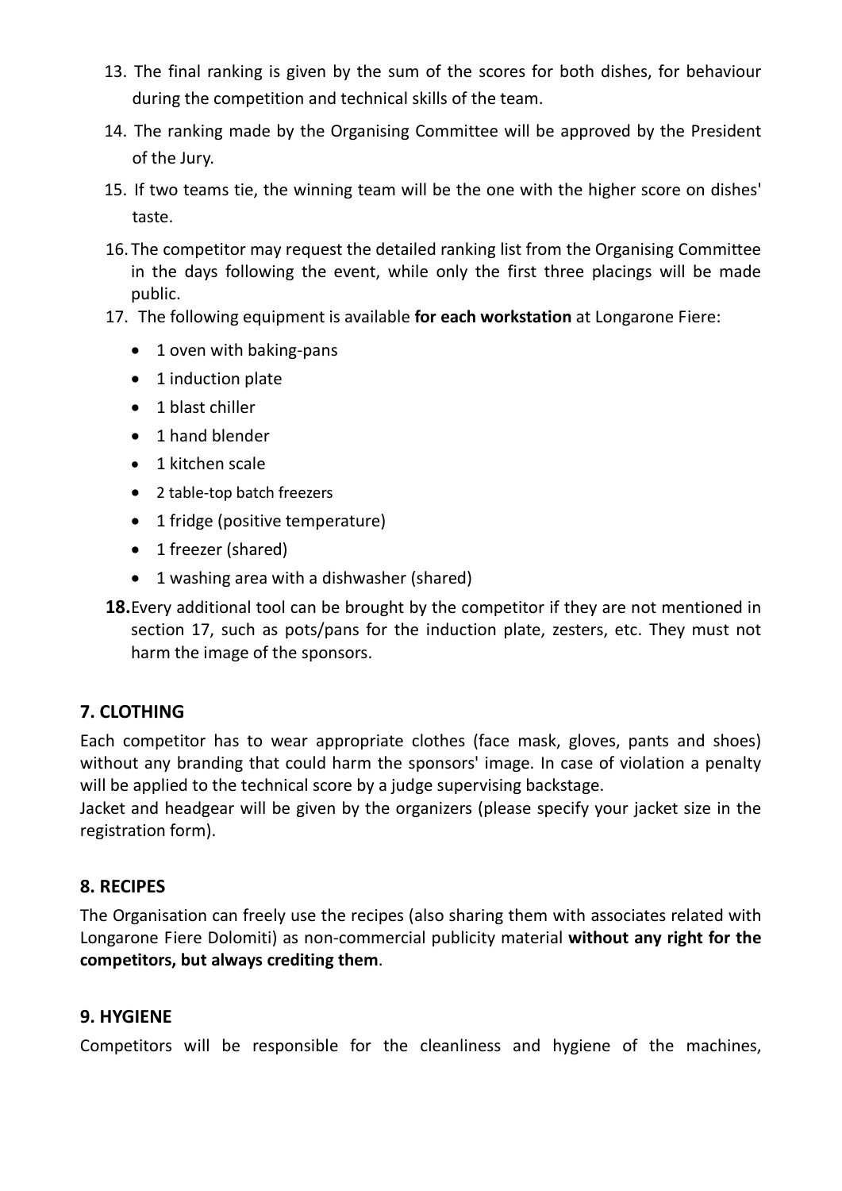13. The final ranking is given by the sum of the scores for both dishes, for behaviour during the competition and technical skills of the team.
14. The ranking made by the Organising Committee will be approved by the President of the Jury.
15. If two teams tie, the winning team will be the one with the higher score on dishes' taste.
16. The competitor may request the detailed ranking list from the Organising Committee in the days following the event, while only the first three placings will be made public.
17. The following equipment is available **for each workstation** at Longarone Fiere:
    - 1 oven with baking-pans
    - 1 induction plate
    - 1 blast chiller
    - 1 hand blender
    - 1 kitchen scale
    - 2 table-top batch freezers
    - 1 fridge (positive temperature)
    - 1 freezer (shared)
    - 1 washing area with a dishwasher (shared)
18. Every additional tool can be brought by the competitor if they are not mentioned in section 17, such as pots/pans for the induction plate, zesters, etc. They must not harm the image of the sponsors.

## 7. CLOTHING

Each competitor has to wear appropriate clothes (face mask, gloves, pants and shoes) without any branding that could harm the sponsors' image. In case of violation a penalty will be applied to the technical score by a judge supervising backstage.

Jacket and headgear will be given by the organizers (please specify your jacket size in the registration form).

## 8. RECIPES

The Organisation can freely use the recipes (also sharing them with associates related with Longarone Fiere Dolomiti) as non-commercial publicity material **without any right for the competitors, but always crediting them**.

## 9. HYGIENE

Competitors will be responsible for the cleanliness and hygiene of the machines,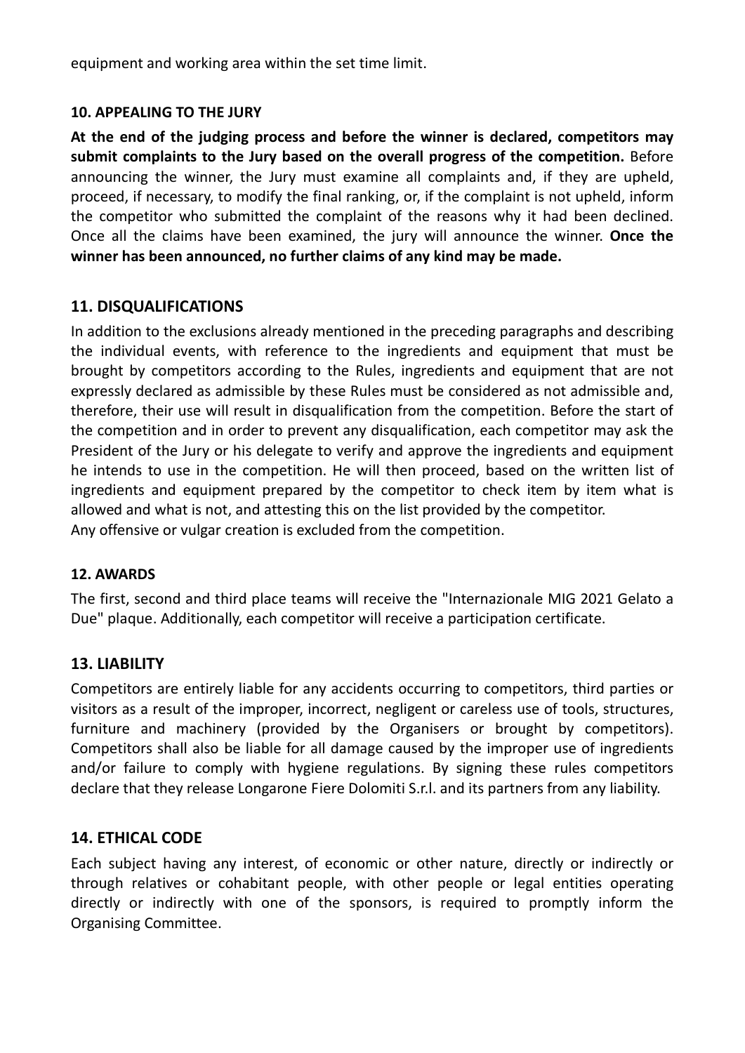equipment and working area within the set time limit.

### 10. APPEALING TO THE JURY

**At the end of the judging process and before the winner is declared, competitors may submit complaints to the Jury based on the overall progress of the competition.** Before announcing the winner, the Jury must examine all complaints and, if they are upheld, proceed, if necessary, to modify the final ranking, or, if the complaint is not upheld, inform the competitor who submitted the complaint of the reasons why it had been declined. Once all the claims have been examined, the jury will announce the winner. **Once the winner has been announced, no further claims of any kind may be made.**

## 11. DISQUALIFICATIONS

In addition to the exclusions already mentioned in the preceding paragraphs and describing the individual events, with reference to the ingredients and equipment that must be brought by competitors according to the Rules, ingredients and equipment that are not expressly declared as admissible by these Rules must be considered as not admissible and, therefore, their use will result in disqualification from the competition. Before the start of the competition and in order to prevent any disqualification, each competitor may ask the President of the Jury or his delegate to verify and approve the ingredients and equipment he intends to use in the competition. He will then proceed, based on the written list of ingredients and equipment prepared by the competitor to check item by item what is allowed and what is not, and attesting this on the list provided by the competitor.
Any offensive or vulgar creation is excluded from the competition.

### 12. AWARDS

The first, second and third place teams will receive the "Internazionale MIG 2021 Gelato a Due" plaque. Additionally, each competitor will receive a participation certificate.

## 13. LIABILITY

Competitors are entirely liable for any accidents occurring to competitors, third parties or visitors as a result of the improper, incorrect, negligent or careless use of tools, structures, furniture and machinery (provided by the Organisers or brought by competitors). Competitors shall also be liable for all damage caused by the improper use of ingredients and/or failure to comply with hygiene regulations. By signing these rules competitors declare that they release Longarone Fiere Dolomiti S.r.l. and its partners from any liability.

## 14. ETHICAL CODE

Each subject having any interest, of economic or other nature, directly or indirectly or through relatives or cohabitant people, with other people or legal entities operating directly or indirectly with one of the sponsors, is required to promptly inform the Organising Committee.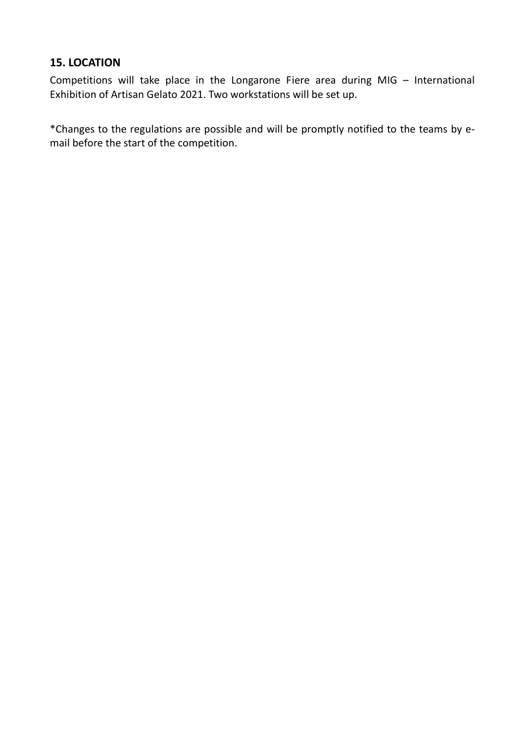## 15. LOCATION

Competitions will take place in the Longarone Fiere area during MIG – International Exhibition of Artisan Gelato 2021. Two workstations will be set up.

*Changes to the regulations are possible and will be promptly notified to the teams by e-mail before the start of the competition.